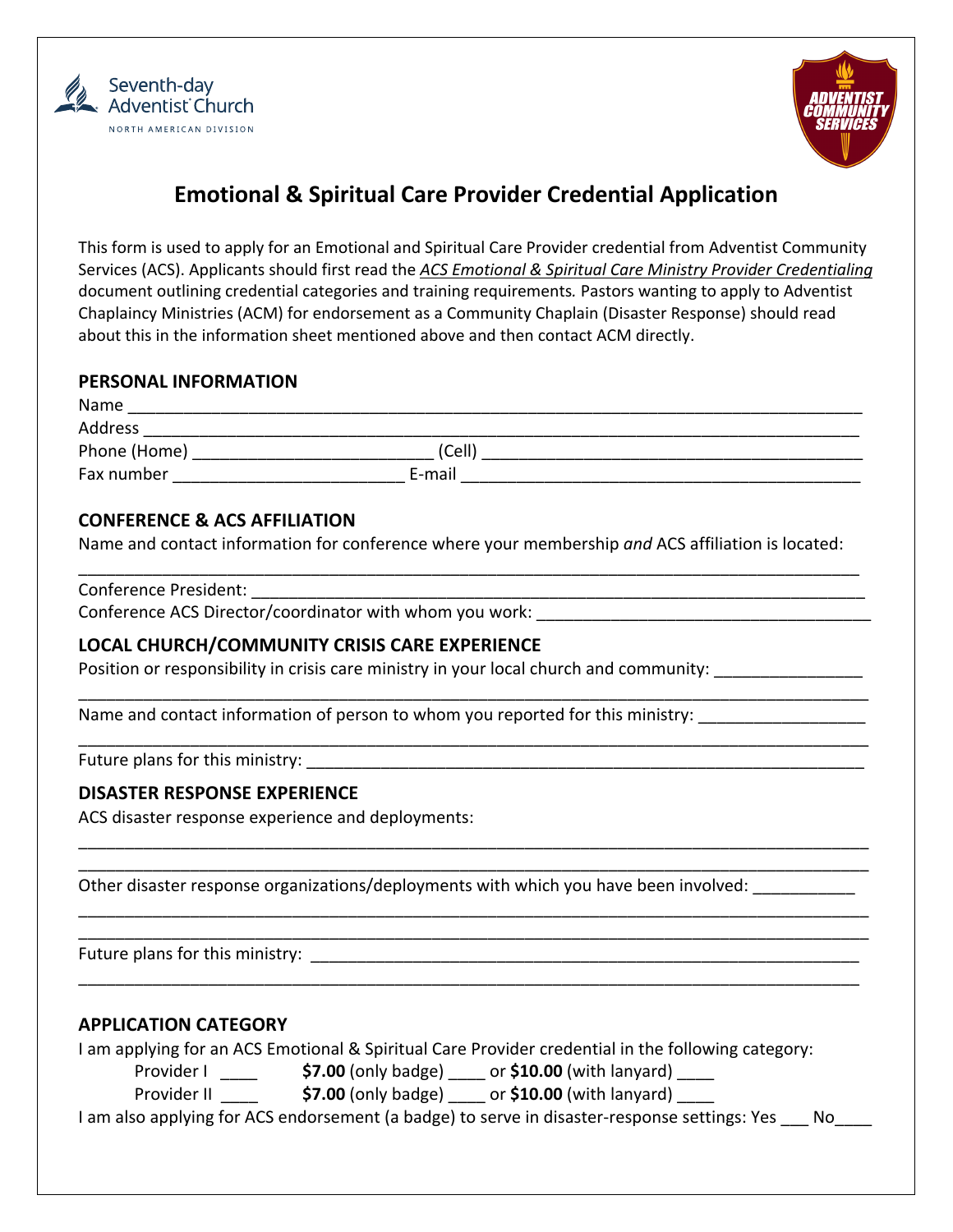Seventh-day Adventist Church
NORTH AMERICAN DIVISION

ADVENTIST COMMUNITY SERVICES

# Emotional & Spiritual Care Provider Credential Application

This form is used to apply for an Emotional and Spiritual Care Provider credential from Adventist Community Services (ACS). Applicants should first read the *ACS Emotional & Spiritual Care Ministry Provider Credentialing* document outlining credential categories and training requirements. Pastors wanting to apply to Adventist Chaplaincy Ministries (ACM) for endorsement as a Community Chaplain (Disaster Response) should read about this in the information sheet mentioned above and then contact ACM directly.

## PERSONAL INFORMATION

Name ______________________________________________________________________________

Address ____________________________________________________________________________

Phone (Home) __________________________ (Cell) __________________________________________

Fax number _________________________ E-mail ___________________________________________

## CONFERENCE & ACS AFFILIATION

Name and contact information for conference where your membership *and* ACS affiliation is located:

___________________________________________________________________________________

Conference President: ______________________________________________________________________

Conference ACS Director/coordinator with whom you work: ____________________________________

## LOCAL CHURCH/COMMUNITY CRISIS CARE EXPERIENCE

Position or responsibility in crisis care ministry in your local church and community: _______________

___________________________________________________________________________________

Name and contact information of person to whom you reported for this ministry: _________________

___________________________________________________________________________________

Future plans for this ministry: _________________________________________________________

## DISASTER RESPONSE EXPERIENCE

ACS disaster response experience and deployments:

___________________________________________________________________________________

___________________________________________________________________________________

Other disaster response organizations/deployments with which you have been involved: ___________

___________________________________________________________________________________

___________________________________________________________________________________

Future plans for this ministry: _________________________________________________________

___________________________________________________________________________________

## APPLICATION CATEGORY

I am applying for an ACS Emotional & Spiritual Care Provider credential in the following category:

Provider I ____ **$7.00** (only badge) ____ or **$10.00** (with lanyard) ____

Provider II ____ **$7.00** (only badge) ____ or **$10.00** (with lanyard) ____

I am also applying for ACS endorsement (a badge) to serve in disaster-response settings: Yes ___ No____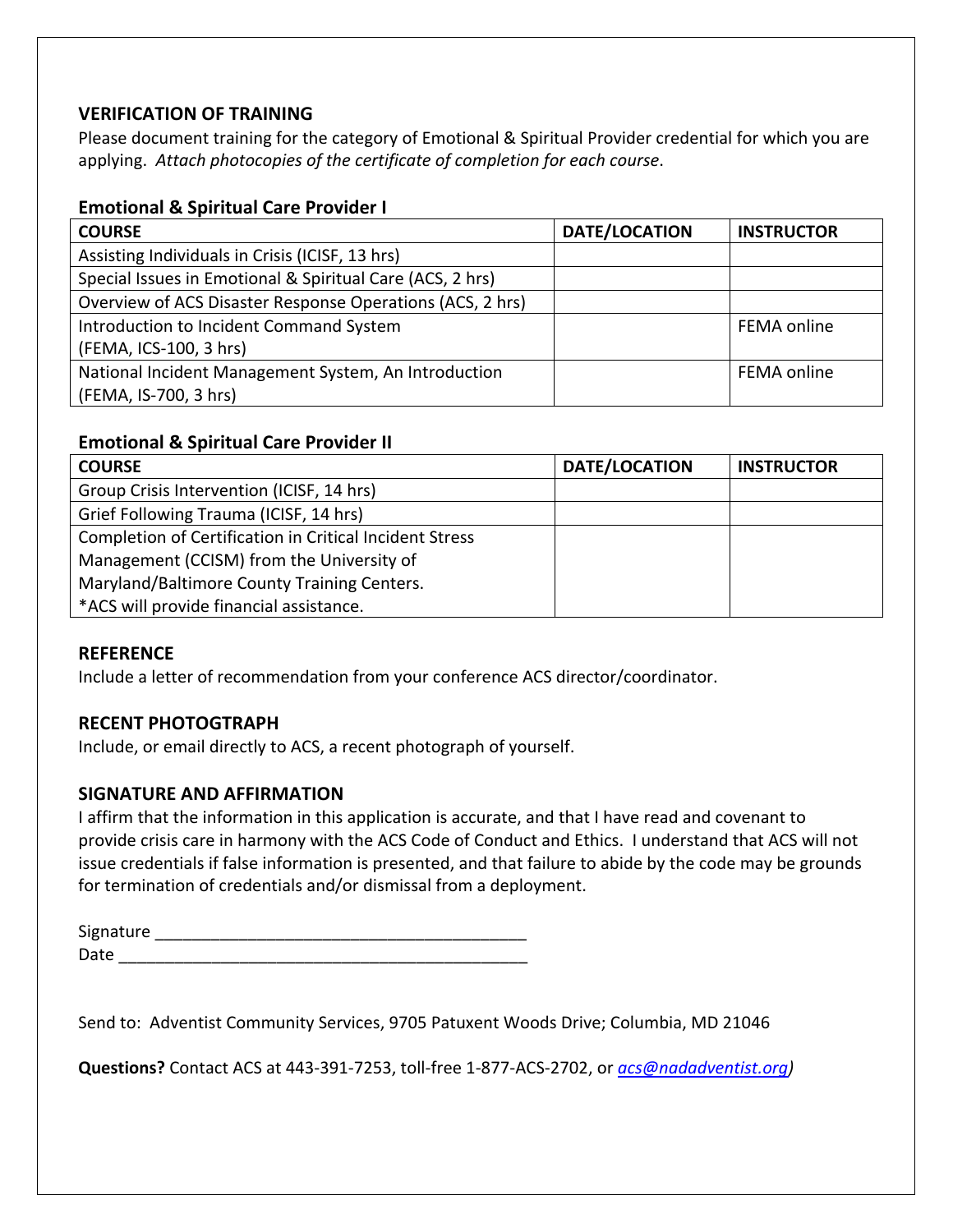## VERIFICATION OF TRAINING

Please document training for the category of Emotional & Spiritual Provider credential for which you are applying. *Attach photocopies of the certificate of completion for each course*.

### Emotional & Spiritual Care Provider I

| COURSE | DATE/LOCATION | INSTRUCTOR |
|---|---|---|
| Assisting Individuals in Crisis (ICISF, 13 hrs) | | |
| Special Issues in Emotional & Spiritual Care (ACS, 2 hrs) | | |
| Overview of ACS Disaster Response Operations (ACS, 2 hrs) | | |
| Introduction to Incident Command System (FEMA, ICS-100, 3 hrs) | | FEMA online |
| National Incident Management System, An Introduction (FEMA, IS-700, 3 hrs) | | FEMA online |

### Emotional & Spiritual Care Provider II

| COURSE | DATE/LOCATION | INSTRUCTOR |
|---|---|---|
| Group Crisis Intervention (ICISF, 14 hrs) | | |
| Grief Following Trauma (ICISF, 14 hrs) | | |
| Completion of Certification in Critical Incident Stress Management (CCISM) from the University of Maryland/Baltimore County Training Centers. *ACS will provide financial assistance. | | |

## REFERENCE

Include a letter of recommendation from your conference ACS director/coordinator.

## RECENT PHOTOGTRAPH

Include, or email directly to ACS, a recent photograph of yourself.

## SIGNATURE AND AFFIRMATION

I affirm that the information in this application is accurate, and that I have read and covenant to provide crisis care in harmony with the ACS Code of Conduct and Ethics. I understand that ACS will not issue credentials if false information is presented, and that failure to abide by the code may be grounds for termination of credentials and/or dismissal from a deployment.

Signature ________________________________________

Date ____________________________________________

Send to: Adventist Community Services, 9705 Patuxent Woods Drive; Columbia, MD 21046

**Questions?** Contact ACS at 443-391-7253, toll-free 1-877-ACS-2702, or *acs@nadadventist.org)*